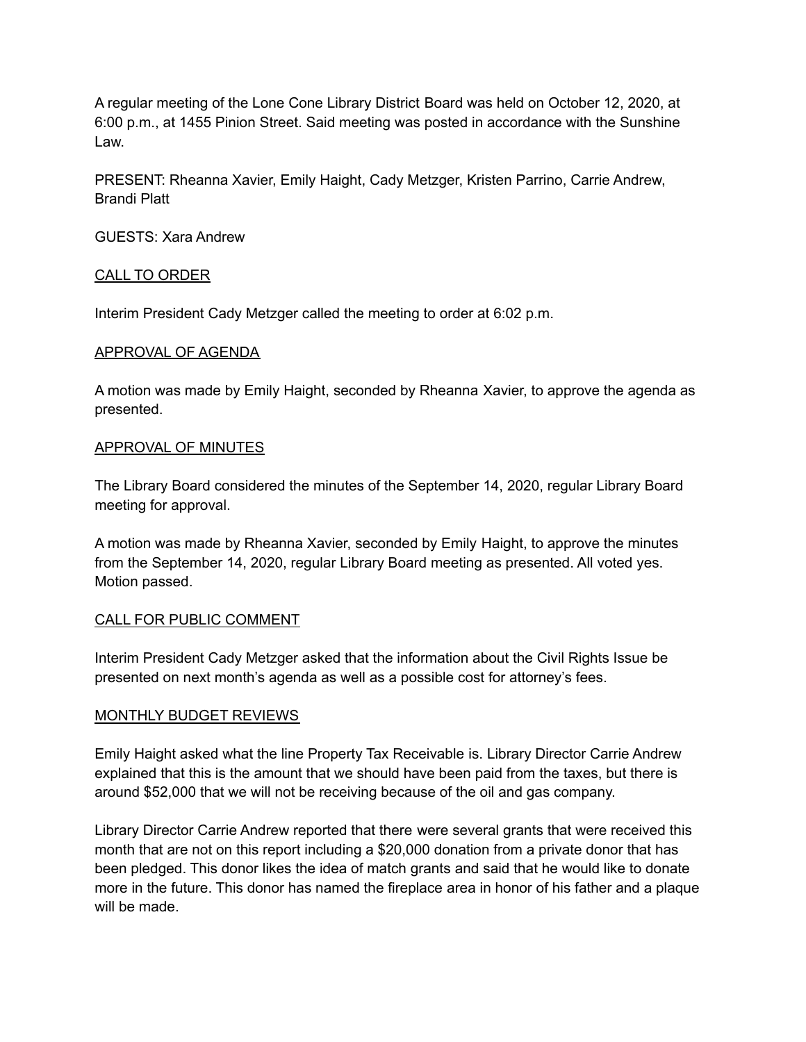A regular meeting of the Lone Cone Library District Board was held on October 12, 2020, at 6:00 p.m., at 1455 Pinion Street. Said meeting was posted in accordance with the Sunshine Law.

PRESENT: Rheanna Xavier, Emily Haight, Cady Metzger, Kristen Parrino, Carrie Andrew, Brandi Platt

GUESTS: Xara Andrew

## CALL TO ORDER

Interim President Cady Metzger called the meeting to order at 6:02 p.m.

## APPROVAL OF AGENDA

A motion was made by Emily Haight, seconded by Rheanna Xavier, to approve the agenda as presented.

## APPROVAL OF MINUTES

The Library Board considered the minutes of the September 14, 2020, regular Library Board meeting for approval.

A motion was made by Rheanna Xavier, seconded by Emily Haight, to approve the minutes from the September 14, 2020, regular Library Board meeting as presented. All voted yes. Motion passed.

## CALL FOR PUBLIC COMMENT

Interim President Cady Metzger asked that the information about the Civil Rights Issue be presented on next month's agenda as well as a possible cost for attorney's fees.

## MONTHLY BUDGET REVIEWS

Emily Haight asked what the line Property Tax Receivable is. Library Director Carrie Andrew explained that this is the amount that we should have been paid from the taxes, but there is around $52,000 that we will not be receiving because of the oil and gas company.

Library Director Carrie Andrew reported that there were several grants that were received this month that are not on this report including a $20,000 donation from a private donor that has been pledged. This donor likes the idea of match grants and said that he would like to donate more in the future. This donor has named the fireplace area in honor of his father and a plaque will be made.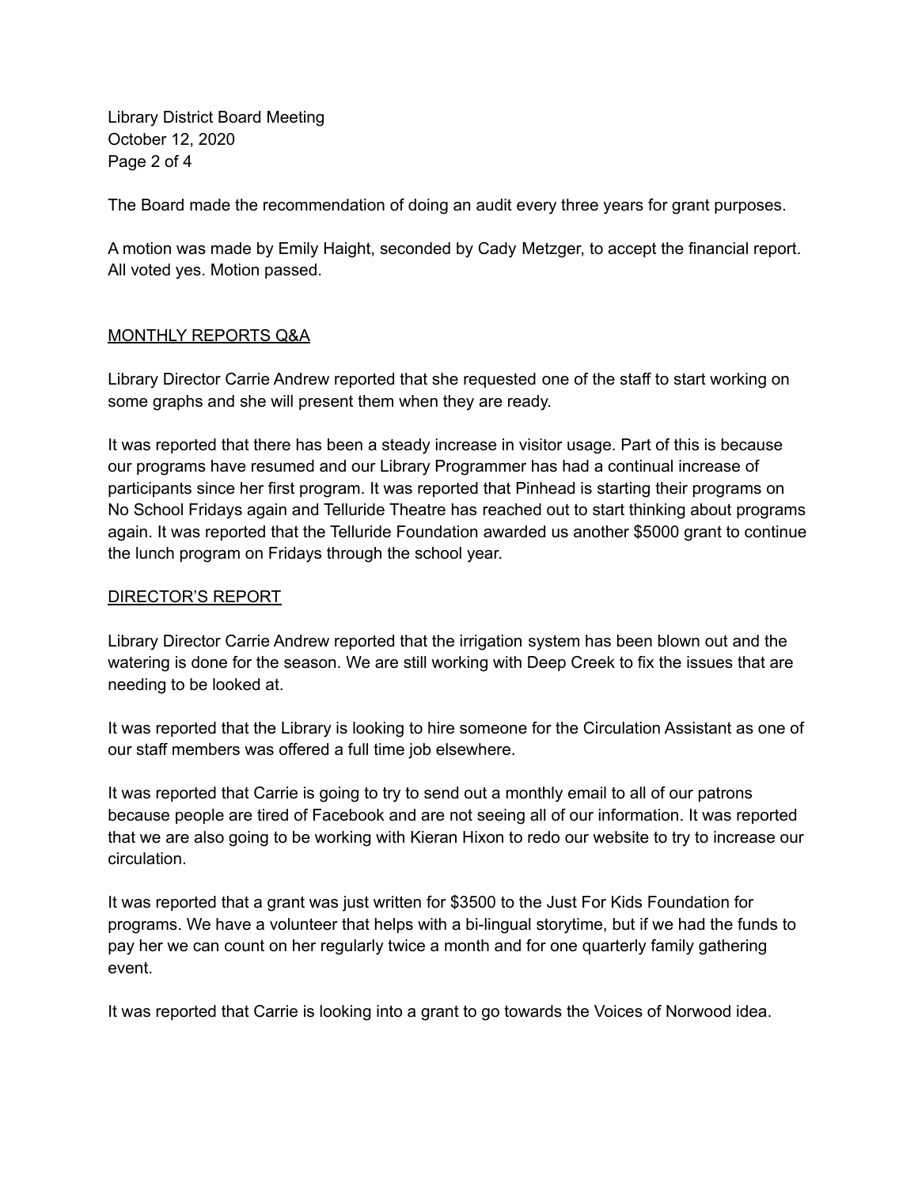The Board made the recommendation of doing an audit every three years for grant purposes.

A motion was made by Emily Haight, seconded by Cady Metzger, to accept the financial report. All voted yes. Motion passed.

## MONTHLY REPORTS Q&A

Library Director Carrie Andrew reported that she requested one of the staff to start working on some graphs and she will present them when they are ready.

It was reported that there has been a steady increase in visitor usage. Part of this is because our programs have resumed and our Library Programmer has had a continual increase of participants since her first program. It was reported that Pinhead is starting their programs on No School Fridays again and Telluride Theatre has reached out to start thinking about programs again. It was reported that the Telluride Foundation awarded us another $5000 grant to continue the lunch program on Fridays through the school year.

## DIRECTOR'S REPORT

Library Director Carrie Andrew reported that the irrigation system has been blown out and the watering is done for the season. We are still working with Deep Creek to fix the issues that are needing to be looked at.

It was reported that the Library is looking to hire someone for the Circulation Assistant as one of our staff members was offered a full time job elsewhere.

It was reported that Carrie is going to try to send out a monthly email to all of our patrons because people are tired of Facebook and are not seeing all of our information. It was reported that we are also going to be working with Kieran Hixon to redo our website to try to increase our circulation.

It was reported that a grant was just written for $3500 to the Just For Kids Foundation for programs. We have a volunteer that helps with a bi-lingual storytime, but if we had the funds to pay her we can count on her regularly twice a month and for one quarterly family gathering event.

It was reported that Carrie is looking into a grant to go towards the Voices of Norwood idea.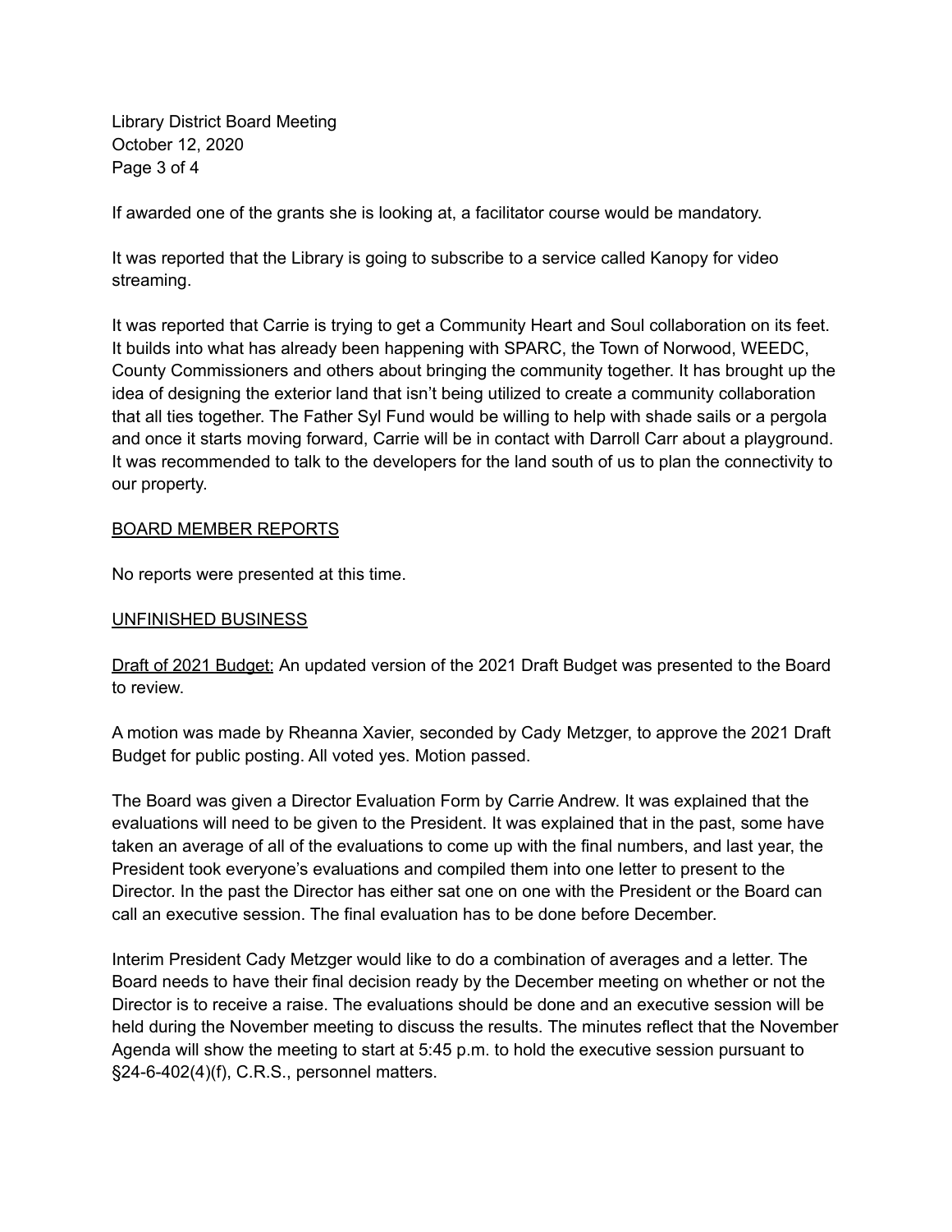If awarded one of the grants she is looking at, a facilitator course would be mandatory.

It was reported that the Library is going to subscribe to a service called Kanopy for video streaming.

It was reported that Carrie is trying to get a Community Heart and Soul collaboration on its feet. It builds into what has already been happening with SPARC, the Town of Norwood, WEEDC, County Commissioners and others about bringing the community together. It has brought up the idea of designing the exterior land that isn't being utilized to create a community collaboration that all ties together. The Father Syl Fund would be willing to help with shade sails or a pergola and once it starts moving forward, Carrie will be in contact with Darroll Carr about a playground. It was recommended to talk to the developers for the land south of us to plan the connectivity to our property.

<u>BOARD MEMBER REPORTS</u>

No reports were presented at this time.

<u>UNFINISHED BUSINESS</u>

<u>Draft of 2021 Budget:</u> An updated version of the 2021 Draft Budget was presented to the Board to review.

A motion was made by Rheanna Xavier, seconded by Cady Metzger, to approve the 2021 Draft Budget for public posting. All voted yes. Motion passed.

The Board was given a Director Evaluation Form by Carrie Andrew. It was explained that the evaluations will need to be given to the President. It was explained that in the past, some have taken an average of all of the evaluations to come up with the final numbers, and last year, the President took everyone's evaluations and compiled them into one letter to present to the Director. In the past the Director has either sat one on one with the President or the Board can call an executive session. The final evaluation has to be done before December.

Interim President Cady Metzger would like to do a combination of averages and a letter. The Board needs to have their final decision ready by the December meeting on whether or not the Director is to receive a raise. The evaluations should be done and an executive session will be held during the November meeting to discuss the results. The minutes reflect that the November Agenda will show the meeting to start at 5:45 p.m. to hold the executive session pursuant to §24-6-402(4)(f), C.R.S., personnel matters.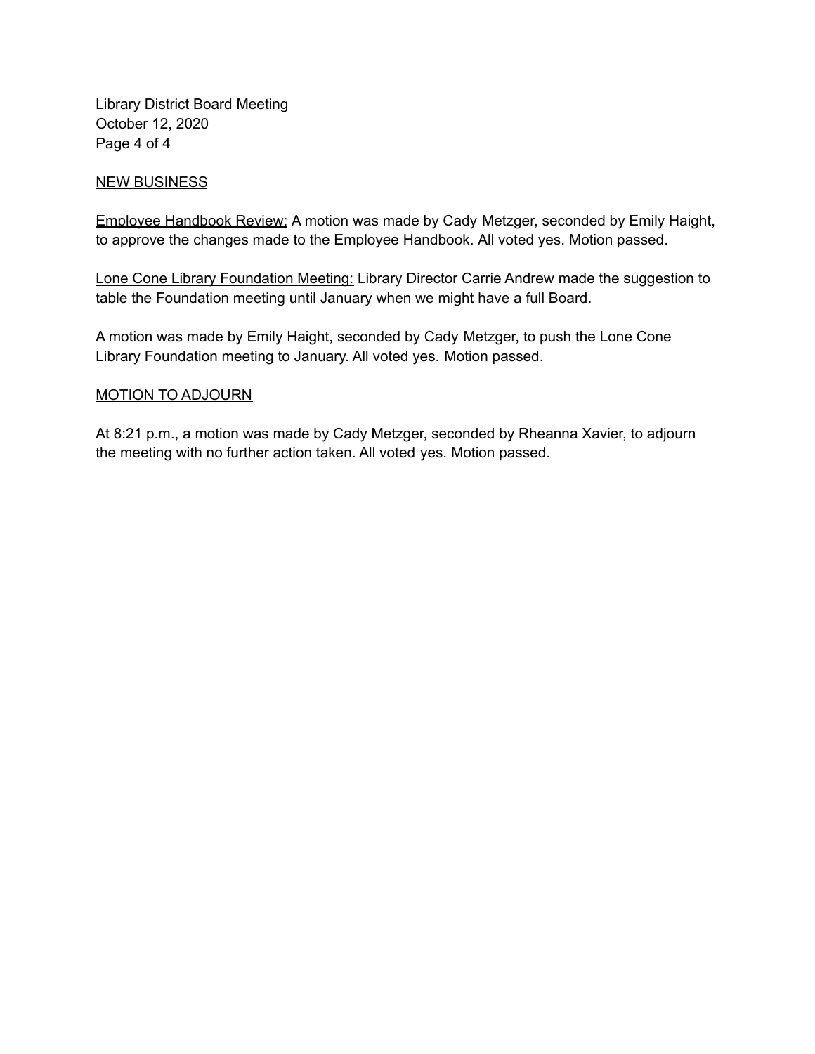## NEW BUSINESS

Employee Handbook Review: A motion was made by Cady Metzger, seconded by Emily Haight, to approve the changes made to the Employee Handbook. All voted yes. Motion passed.

Lone Cone Library Foundation Meeting: Library Director Carrie Andrew made the suggestion to table the Foundation meeting until January when we might have a full Board.

A motion was made by Emily Haight, seconded by Cady Metzger, to push the Lone Cone Library Foundation meeting to January. All voted yes. Motion passed.

## MOTION TO ADJOURN

At 8:21 p.m., a motion was made by Cady Metzger, seconded by Rheanna Xavier, to adjourn the meeting with no further action taken. All voted yes. Motion passed.